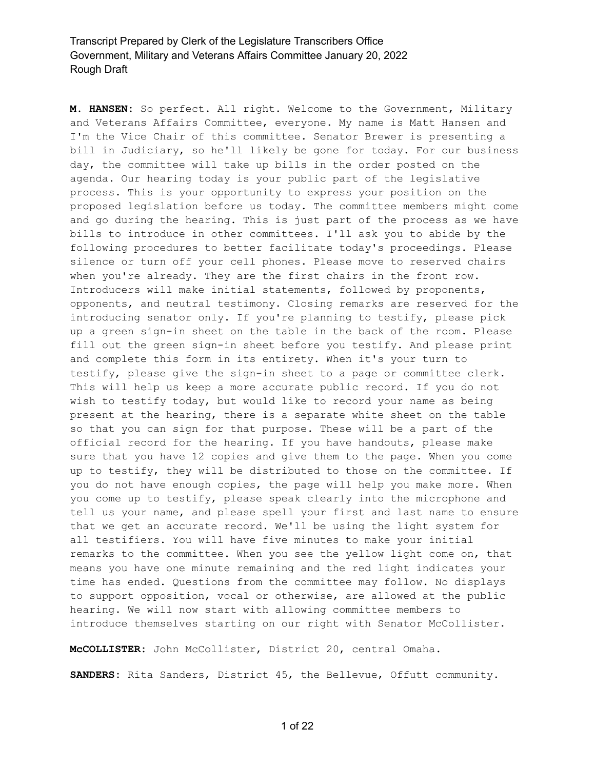**M. HANSEN:** So perfect. All right. Welcome to the Government, Military and Veterans Affairs Committee, everyone. My name is Matt Hansen and I'm the Vice Chair of this committee. Senator Brewer is presenting a bill in Judiciary, so he'll likely be gone for today. For our business day, the committee will take up bills in the order posted on the agenda. Our hearing today is your public part of the legislative process. This is your opportunity to express your position on the proposed legislation before us today. The committee members might come and go during the hearing. This is just part of the process as we have bills to introduce in other committees. I'll ask you to abide by the following procedures to better facilitate today's proceedings. Please silence or turn off your cell phones. Please move to reserved chairs when you're already. They are the first chairs in the front row. Introducers will make initial statements, followed by proponents, opponents, and neutral testimony. Closing remarks are reserved for the introducing senator only. If you're planning to testify, please pick up a green sign-in sheet on the table in the back of the room. Please fill out the green sign-in sheet before you testify. And please print and complete this form in its entirety. When it's your turn to testify, please give the sign-in sheet to a page or committee clerk. This will help us keep a more accurate public record. If you do not wish to testify today, but would like to record your name as being present at the hearing, there is a separate white sheet on the table so that you can sign for that purpose. These will be a part of the official record for the hearing. If you have handouts, please make sure that you have 12 copies and give them to the page. When you come up to testify, they will be distributed to those on the committee. If you do not have enough copies, the page will help you make more. When you come up to testify, please speak clearly into the microphone and tell us your name, and please spell your first and last name to ensure that we get an accurate record. We'll be using the light system for all testifiers. You will have five minutes to make your initial remarks to the committee. When you see the yellow light come on, that means you have one minute remaining and the red light indicates your time has ended. Questions from the committee may follow. No displays to support opposition, vocal or otherwise, are allowed at the public hearing. We will now start with allowing committee members to introduce themselves starting on our right with Senator McCollister.

**McCOLLISTER:** John McCollister, District 20, central Omaha.

**SANDERS:** Rita Sanders, District 45, the Bellevue, Offutt community.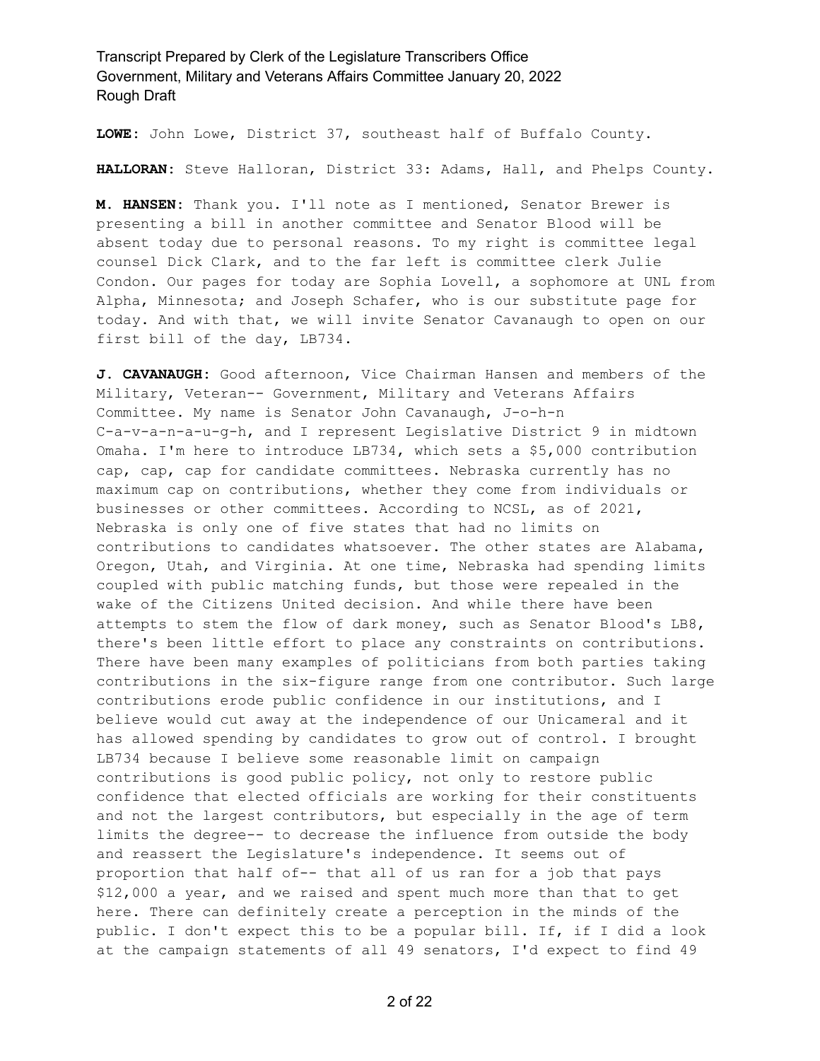**LOWE:** John Lowe, District 37, southeast half of Buffalo County.

**HALLORAN:** Steve Halloran, District 33: Adams, Hall, and Phelps County.

**M. HANSEN:** Thank you. I'll note as I mentioned, Senator Brewer is presenting a bill in another committee and Senator Blood will be absent today due to personal reasons. To my right is committee legal counsel Dick Clark, and to the far left is committee clerk Julie Condon. Our pages for today are Sophia Lovell, a sophomore at UNL from Alpha, Minnesota; and Joseph Schafer, who is our substitute page for today. And with that, we will invite Senator Cavanaugh to open on our first bill of the day, LB734.

**J. CAVANAUGH:** Good afternoon, Vice Chairman Hansen and members of the Military, Veteran-- Government, Military and Veterans Affairs Committee. My name is Senator John Cavanaugh, J-o-h-n C-a-v-a-n-a-u-g-h, and I represent Legislative District 9 in midtown Omaha. I'm here to introduce LB734, which sets a $5,000 contribution cap, cap, cap for candidate committees. Nebraska currently has no maximum cap on contributions, whether they come from individuals or businesses or other committees. According to NCSL, as of 2021, Nebraska is only one of five states that had no limits on contributions to candidates whatsoever. The other states are Alabama, Oregon, Utah, and Virginia. At one time, Nebraska had spending limits coupled with public matching funds, but those were repealed in the wake of the Citizens United decision. And while there have been attempts to stem the flow of dark money, such as Senator Blood's LB8, there's been little effort to place any constraints on contributions. There have been many examples of politicians from both parties taking contributions in the six-figure range from one contributor. Such large contributions erode public confidence in our institutions, and I believe would cut away at the independence of our Unicameral and it has allowed spending by candidates to grow out of control. I brought LB734 because I believe some reasonable limit on campaign contributions is good public policy, not only to restore public confidence that elected officials are working for their constituents and not the largest contributors, but especially in the age of term limits the degree-- to decrease the influence from outside the body and reassert the Legislature's independence. It seems out of proportion that half of-- that all of us ran for a job that pays $12,000 a year, and we raised and spent much more than that to get here. There can definitely create a perception in the minds of the public. I don't expect this to be a popular bill. If, if I did a look at the campaign statements of all 49 senators, I'd expect to find 49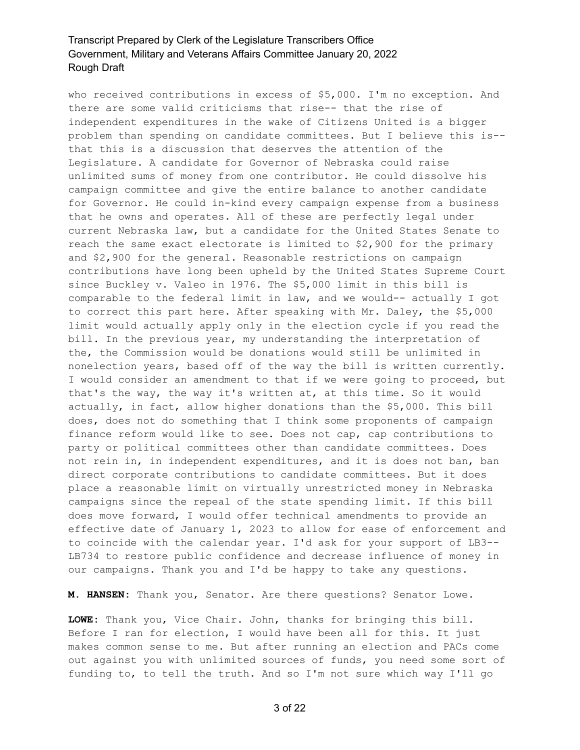who received contributions in excess of $5,000. I'm no exception. And there are some valid criticisms that rise-- that the rise of independent expenditures in the wake of Citizens United is a bigger problem than spending on candidate committees. But I believe this is-- that this is a discussion that deserves the attention of the Legislature. A candidate for Governor of Nebraska could raise unlimited sums of money from one contributor. He could dissolve his campaign committee and give the entire balance to another candidate for Governor. He could in-kind every campaign expense from a business that he owns and operates. All of these are perfectly legal under current Nebraska law, but a candidate for the United States Senate to reach the same exact electorate is limited to $2,900 for the primary and $2,900 for the general. Reasonable restrictions on campaign contributions have long been upheld by the United States Supreme Court since Buckley v. Valeo in 1976. The $5,000 limit in this bill is comparable to the federal limit in law, and we would-- actually I got to correct this part here. After speaking with Mr. Daley, the $5,000 limit would actually apply only in the election cycle if you read the bill. In the previous year, my understanding the interpretation of the, the Commission would be donations would still be unlimited in nonelection years, based off of the way the bill is written currently. I would consider an amendment to that if we were going to proceed, but that's the way, the way it's written at, at this time. So it would actually, in fact, allow higher donations than the $5,000. This bill does, does not do something that I think some proponents of campaign finance reform would like to see. Does not cap, cap contributions to party or political committees other than candidate committees. Does not rein in, in independent expenditures, and it is does not ban, ban direct corporate contributions to candidate committees. But it does place a reasonable limit on virtually unrestricted money in Nebraska campaigns since the repeal of the state spending limit. If this bill does move forward, I would offer technical amendments to provide an effective date of January 1, 2023 to allow for ease of enforcement and to coincide with the calendar year. I'd ask for your support of LB3-- LB734 to restore public confidence and decrease influence of money in our campaigns. Thank you and I'd be happy to take any questions.

**M. HANSEN:** Thank you, Senator. Are there questions? Senator Lowe.

**LOWE:** Thank you, Vice Chair. John, thanks for bringing this bill. Before I ran for election, I would have been all for this. It just makes common sense to me. But after running an election and PACs come out against you with unlimited sources of funds, you need some sort of funding to, to tell the truth. And so I'm not sure which way I'll go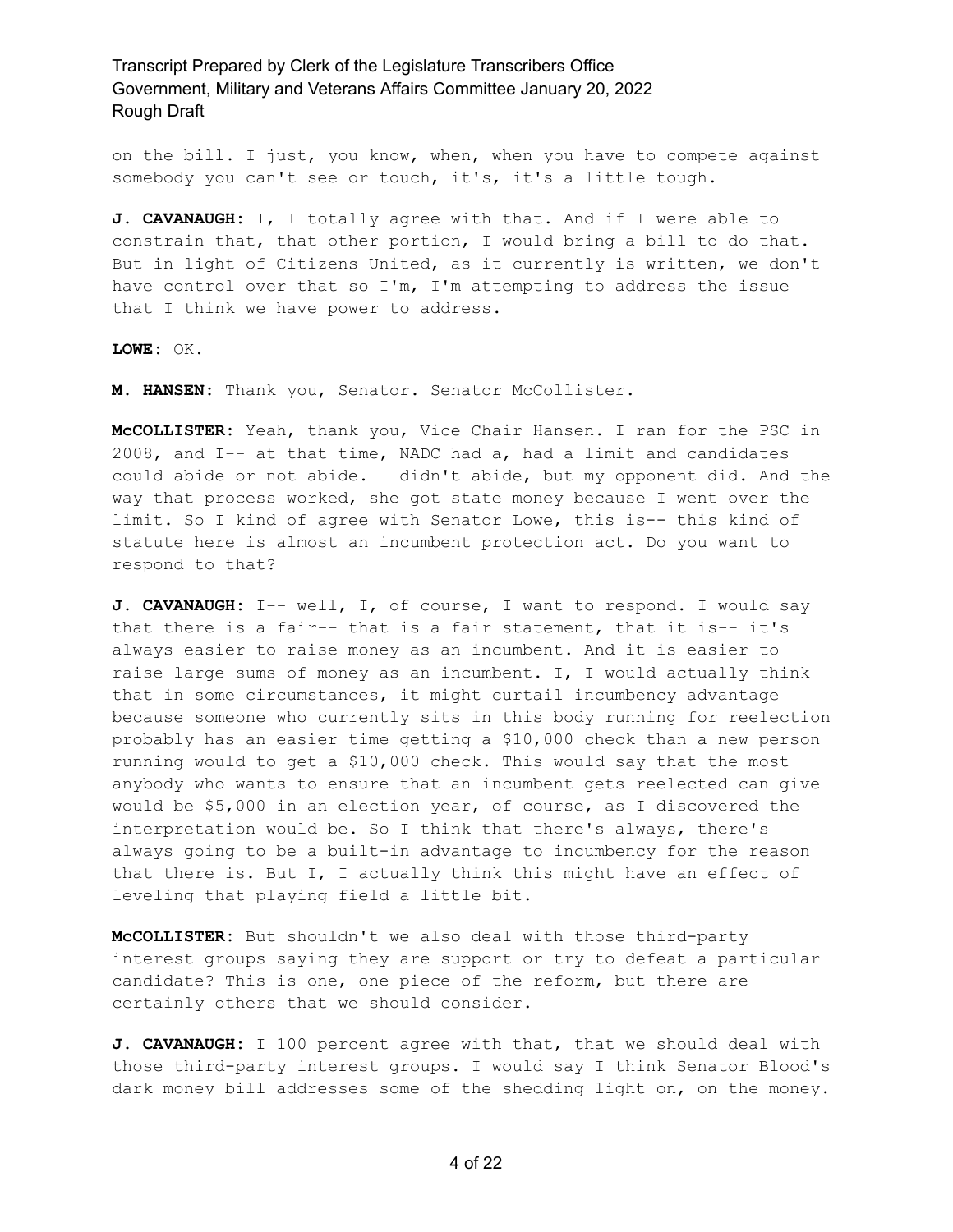on the bill. I just, you know, when, when you have to compete against somebody you can't see or touch, it's, it's a little tough.

**J. CAVANAUGH:** I, I totally agree with that. And if I were able to constrain that, that other portion, I would bring a bill to do that. But in light of Citizens United, as it currently is written, we don't have control over that so I'm, I'm attempting to address the issue that I think we have power to address.

**LOWE:** OK.

**M. HANSEN:** Thank you, Senator. Senator McCollister.

**McCOLLISTER:** Yeah, thank you, Vice Chair Hansen. I ran for the PSC in 2008, and I-- at that time, NADC had a, had a limit and candidates could abide or not abide. I didn't abide, but my opponent did. And the way that process worked, she got state money because I went over the limit. So I kind of agree with Senator Lowe, this is-- this kind of statute here is almost an incumbent protection act. Do you want to respond to that?

**J. CAVANAUGH:** I-- well, I, of course, I want to respond. I would say that there is a fair-- that is a fair statement, that it is-- it's always easier to raise money as an incumbent. And it is easier to raise large sums of money as an incumbent. I, I would actually think that in some circumstances, it might curtail incumbency advantage because someone who currently sits in this body running for reelection probably has an easier time getting a $10,000 check than a new person running would to get a $10,000 check. This would say that the most anybody who wants to ensure that an incumbent gets reelected can give would be $5,000 in an election year, of course, as I discovered the interpretation would be. So I think that there's always, there's always going to be a built-in advantage to incumbency for the reason that there is. But I, I actually think this might have an effect of leveling that playing field a little bit.

**McCOLLISTER:** But shouldn't we also deal with those third-party interest groups saying they are support or try to defeat a particular candidate? This is one, one piece of the reform, but there are certainly others that we should consider.

**J. CAVANAUGH:** I 100 percent agree with that, that we should deal with those third-party interest groups. I would say I think Senator Blood's dark money bill addresses some of the shedding light on, on the money.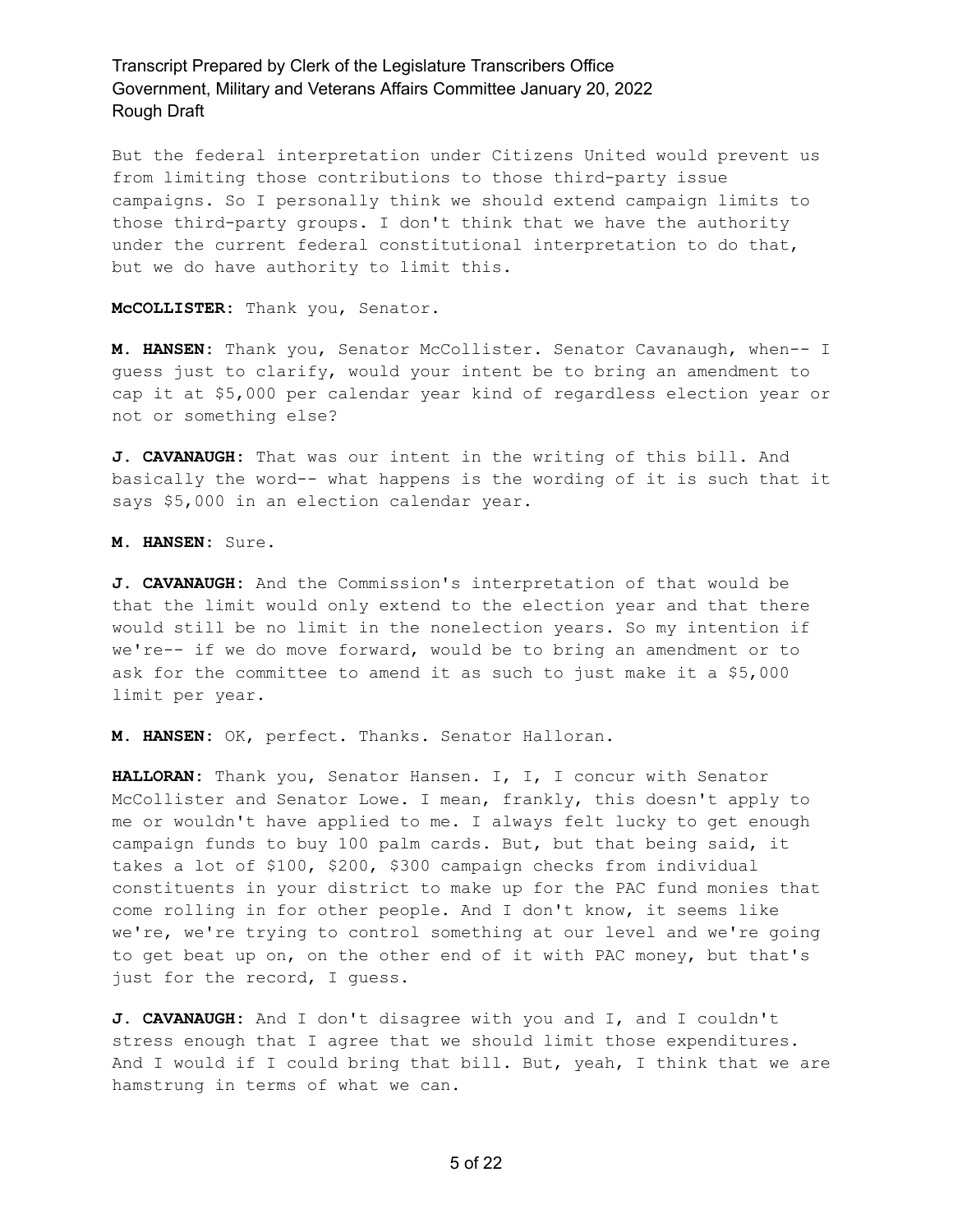But the federal interpretation under Citizens United would prevent us from limiting those contributions to those third-party issue campaigns. So I personally think we should extend campaign limits to those third-party groups. I don't think that we have the authority under the current federal constitutional interpretation to do that, but we do have authority to limit this.

**McCOLLISTER:** Thank you, Senator.

**M. HANSEN:** Thank you, Senator McCollister. Senator Cavanaugh, when-- I guess just to clarify, would your intent be to bring an amendment to cap it at $5,000 per calendar year kind of regardless election year or not or something else?

**J. CAVANAUGH:** That was our intent in the writing of this bill. And basically the word-- what happens is the wording of it is such that it says $5,000 in an election calendar year.

**M. HANSEN:** Sure.

**J. CAVANAUGH:** And the Commission's interpretation of that would be that the limit would only extend to the election year and that there would still be no limit in the nonelection years. So my intention if we're-- if we do move forward, would be to bring an amendment or to ask for the committee to amend it as such to just make it a $5,000 limit per year.

**M. HANSEN:** OK, perfect. Thanks. Senator Halloran.

**HALLORAN:** Thank you, Senator Hansen. I, I, I concur with Senator McCollister and Senator Lowe. I mean, frankly, this doesn't apply to me or wouldn't have applied to me. I always felt lucky to get enough campaign funds to buy 100 palm cards. But, but that being said, it takes a lot of $100, $200, $300 campaign checks from individual constituents in your district to make up for the PAC fund monies that come rolling in for other people. And I don't know, it seems like we're, we're trying to control something at our level and we're going to get beat up on, on the other end of it with PAC money, but that's just for the record, I guess.

**J. CAVANAUGH:** And I don't disagree with you and I, and I couldn't stress enough that I agree that we should limit those expenditures. And I would if I could bring that bill. But, yeah, I think that we are hamstrung in terms of what we can.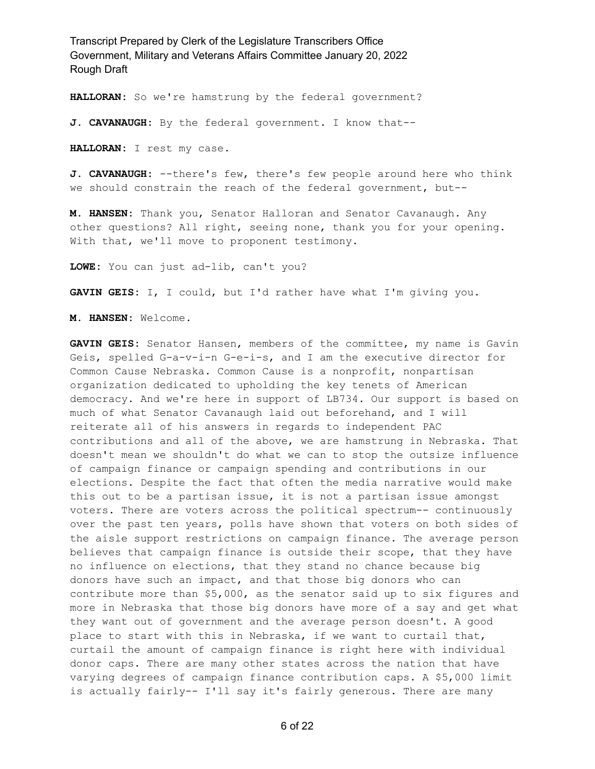**HALLORAN:** So we're hamstrung by the federal government?

**J. CAVANAUGH:** By the federal government. I know that--

**HALLORAN:** I rest my case.

**J. CAVANAUGH:** --there's few, there's few people around here who think we should constrain the reach of the federal government, but--

**M. HANSEN:** Thank you, Senator Halloran and Senator Cavanaugh. Any other questions? All right, seeing none, thank you for your opening. With that, we'll move to proponent testimony.

**LOWE:** You can just ad-lib, can't you?

**GAVIN GEIS:** I, I could, but I'd rather have what I'm giving you.

**M. HANSEN:** Welcome.

**GAVIN GEIS:** Senator Hansen, members of the committee, my name is Gavin Geis, spelled G-a-v-i-n G-e-i-s, and I am the executive director for Common Cause Nebraska. Common Cause is a nonprofit, nonpartisan organization dedicated to upholding the key tenets of American democracy. And we're here in support of LB734. Our support is based on much of what Senator Cavanaugh laid out beforehand, and I will reiterate all of his answers in regards to independent PAC contributions and all of the above, we are hamstrung in Nebraska. That doesn't mean we shouldn't do what we can to stop the outsize influence of campaign finance or campaign spending and contributions in our elections. Despite the fact that often the media narrative would make this out to be a partisan issue, it is not a partisan issue amongst voters. There are voters across the political spectrum-- continuously over the past ten years, polls have shown that voters on both sides of the aisle support restrictions on campaign finance. The average person believes that campaign finance is outside their scope, that they have no influence on elections, that they stand no chance because big donors have such an impact, and that those big donors who can contribute more than $5,000, as the senator said up to six figures and more in Nebraska that those big donors have more of a say and get what they want out of government and the average person doesn't. A good place to start with this in Nebraska, if we want to curtail that, curtail the amount of campaign finance is right here with individual donor caps. There are many other states across the nation that have varying degrees of campaign finance contribution caps. A $5,000 limit is actually fairly-- I'll say it's fairly generous. There are many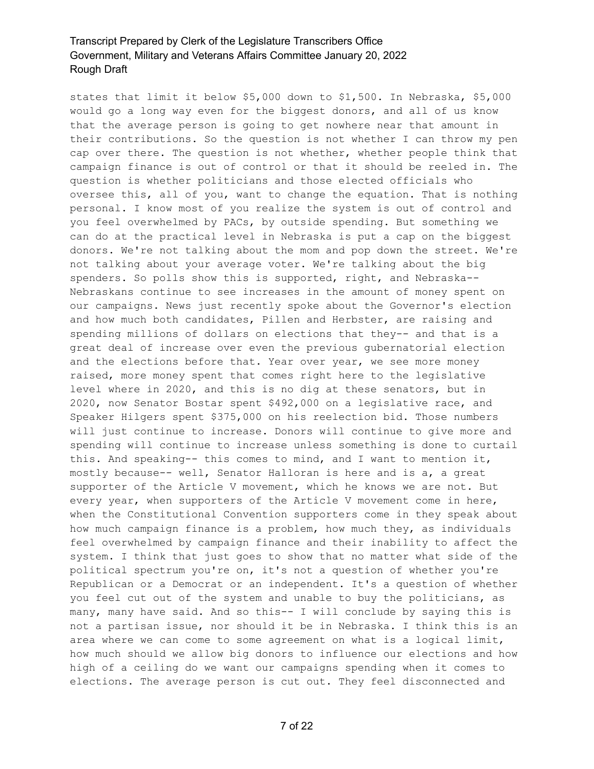states that limit it below $5,000 down to $1,500. In Nebraska, $5,000 would go a long way even for the biggest donors, and all of us know that the average person is going to get nowhere near that amount in their contributions. So the question is not whether I can throw my pen cap over there. The question is not whether, whether people think that campaign finance is out of control or that it should be reeled in. The question is whether politicians and those elected officials who oversee this, all of you, want to change the equation. That is nothing personal. I know most of you realize the system is out of control and you feel overwhelmed by PACs, by outside spending. But something we can do at the practical level in Nebraska is put a cap on the biggest donors. We're not talking about the mom and pop down the street. We're not talking about your average voter. We're talking about the big spenders. So polls show this is supported, right, and Nebraska-- Nebraskans continue to see increases in the amount of money spent on our campaigns. News just recently spoke about the Governor's election and how much both candidates, Pillen and Herbster, are raising and spending millions of dollars on elections that they-- and that is a great deal of increase over even the previous gubernatorial election and the elections before that. Year over year, we see more money raised, more money spent that comes right here to the legislative level where in 2020, and this is no dig at these senators, but in 2020, now Senator Bostar spent $492,000 on a legislative race, and Speaker Hilgers spent $375,000 on his reelection bid. Those numbers will just continue to increase. Donors will continue to give more and spending will continue to increase unless something is done to curtail this. And speaking-- this comes to mind, and I want to mention it, mostly because-- well, Senator Halloran is here and is a, a great supporter of the Article V movement, which he knows we are not. But every year, when supporters of the Article V movement come in here, when the Constitutional Convention supporters come in they speak about how much campaign finance is a problem, how much they, as individuals feel overwhelmed by campaign finance and their inability to affect the system. I think that just goes to show that no matter what side of the political spectrum you're on, it's not a question of whether you're Republican or a Democrat or an independent. It's a question of whether you feel cut out of the system and unable to buy the politicians, as many, many have said. And so this-- I will conclude by saying this is not a partisan issue, nor should it be in Nebraska. I think this is an area where we can come to some agreement on what is a logical limit, how much should we allow big donors to influence our elections and how high of a ceiling do we want our campaigns spending when it comes to elections. The average person is cut out. They feel disconnected and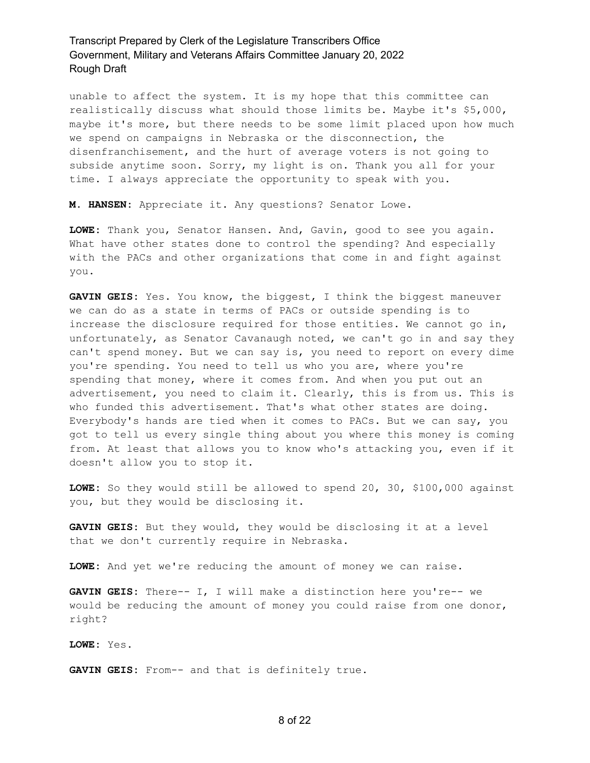unable to affect the system. It is my hope that this committee can realistically discuss what should those limits be. Maybe it's $5,000, maybe it's more, but there needs to be some limit placed upon how much we spend on campaigns in Nebraska or the disconnection, the disenfranchisement, and the hurt of average voters is not going to subside anytime soon. Sorry, my light is on. Thank you all for your time. I always appreciate the opportunity to speak with you.

**M. HANSEN:** Appreciate it. Any questions? Senator Lowe.

**LOWE:** Thank you, Senator Hansen. And, Gavin, good to see you again. What have other states done to control the spending? And especially with the PACs and other organizations that come in and fight against you.

**GAVIN GEIS:** Yes. You know, the biggest, I think the biggest maneuver we can do as a state in terms of PACs or outside spending is to increase the disclosure required for those entities. We cannot go in, unfortunately, as Senator Cavanaugh noted, we can't go in and say they can't spend money. But we can say is, you need to report on every dime you're spending. You need to tell us who you are, where you're spending that money, where it comes from. And when you put out an advertisement, you need to claim it. Clearly, this is from us. This is who funded this advertisement. That's what other states are doing. Everybody's hands are tied when it comes to PACs. But we can say, you got to tell us every single thing about you where this money is coming from. At least that allows you to know who's attacking you, even if it doesn't allow you to stop it.

**LOWE:** So they would still be allowed to spend 20, 30, $100,000 against you, but they would be disclosing it.

**GAVIN GEIS:** But they would, they would be disclosing it at a level that we don't currently require in Nebraska.

**LOWE:** And yet we're reducing the amount of money we can raise.

**GAVIN GEIS:** There-- I, I will make a distinction here you're-- we would be reducing the amount of money you could raise from one donor, right?

**LOWE:** Yes.

**GAVIN GEIS:** From-- and that is definitely true.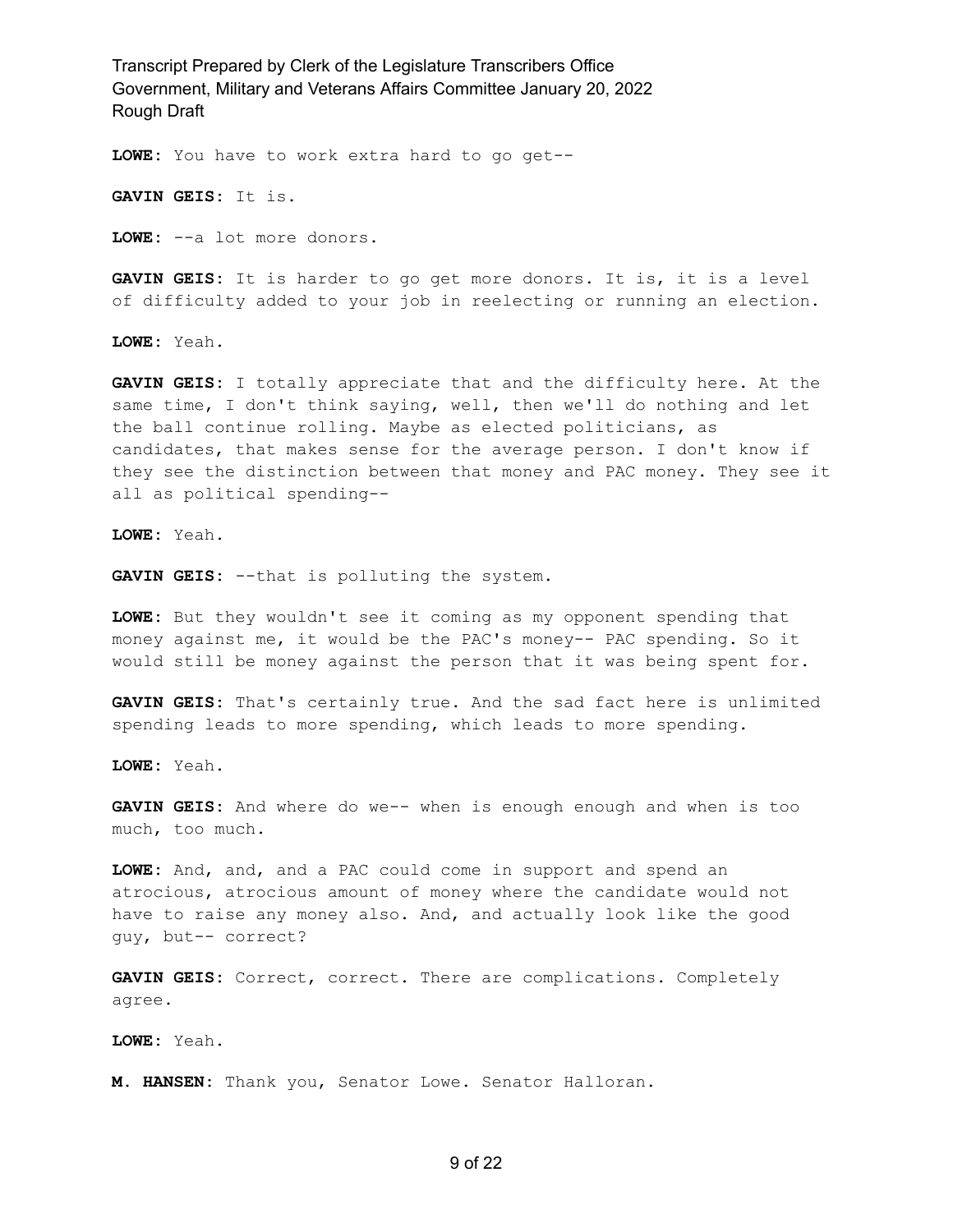**LOWE:** You have to work extra hard to go get--

**GAVIN GEIS:** It is.

**LOWE:** --a lot more donors.

**GAVIN GEIS:** It is harder to go get more donors. It is, it is a level of difficulty added to your job in reelecting or running an election.

**LOWE:** Yeah.

**GAVIN GEIS:** I totally appreciate that and the difficulty here. At the same time, I don't think saying, well, then we'll do nothing and let the ball continue rolling. Maybe as elected politicians, as candidates, that makes sense for the average person. I don't know if they see the distinction between that money and PAC money. They see it all as political spending--

**LOWE:** Yeah.

**GAVIN GEIS:** --that is polluting the system.

**LOWE:** But they wouldn't see it coming as my opponent spending that money against me, it would be the PAC's money-- PAC spending. So it would still be money against the person that it was being spent for.

**GAVIN GEIS:** That's certainly true. And the sad fact here is unlimited spending leads to more spending, which leads to more spending.

**LOWE:** Yeah.

**GAVIN GEIS:** And where do we-- when is enough enough and when is too much, too much.

**LOWE:** And, and, and a PAC could come in support and spend an atrocious, atrocious amount of money where the candidate would not have to raise any money also. And, and actually look like the good guy, but-- correct?

**GAVIN GEIS:** Correct, correct. There are complications. Completely agree.

**LOWE:** Yeah.

**M. HANSEN:** Thank you, Senator Lowe. Senator Halloran.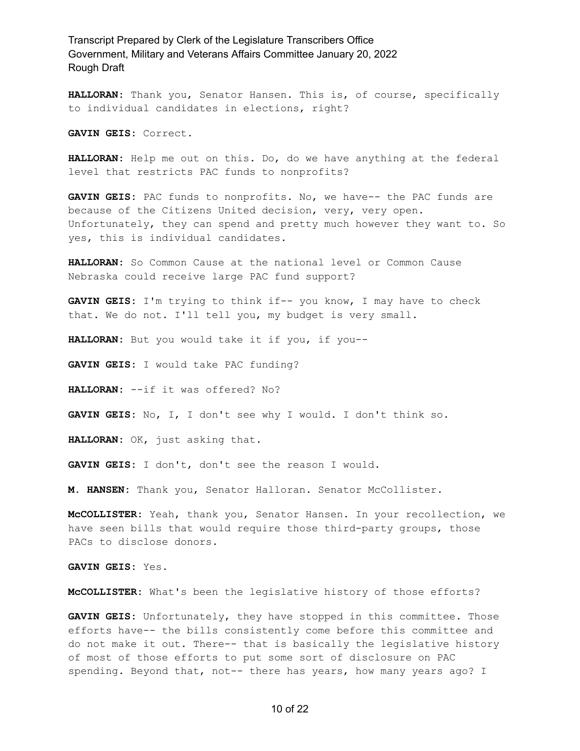**HALLORAN:** Thank you, Senator Hansen. This is, of course, specifically to individual candidates in elections, right?

**GAVIN GEIS:** Correct.

**HALLORAN:** Help me out on this. Do, do we have anything at the federal level that restricts PAC funds to nonprofits?

**GAVIN GEIS:** PAC funds to nonprofits. No, we have-- the PAC funds are because of the Citizens United decision, very, very open. Unfortunately, they can spend and pretty much however they want to. So yes, this is individual candidates.

**HALLORAN:** So Common Cause at the national level or Common Cause Nebraska could receive large PAC fund support?

**GAVIN GEIS:** I'm trying to think if-- you know, I may have to check that. We do not. I'll tell you, my budget is very small.

**HALLORAN:** But you would take it if you, if you--

**GAVIN GEIS:** I would take PAC funding?

**HALLORAN:** --if it was offered? No?

**GAVIN GEIS:** No, I, I don't see why I would. I don't think so.

**HALLORAN:** OK, just asking that.

**GAVIN GEIS:** I don't, don't see the reason I would.

**M. HANSEN:** Thank you, Senator Halloran. Senator McCollister.

**McCOLLISTER:** Yeah, thank you, Senator Hansen. In your recollection, we have seen bills that would require those third-party groups, those PACs to disclose donors.

**GAVIN GEIS:** Yes.

**McCOLLISTER:** What's been the legislative history of those efforts?

**GAVIN GEIS:** Unfortunately, they have stopped in this committee. Those efforts have-- the bills consistently come before this committee and do not make it out. There-- that is basically the legislative history of most of those efforts to put some sort of disclosure on PAC spending. Beyond that, not-- there has years, how many years ago? I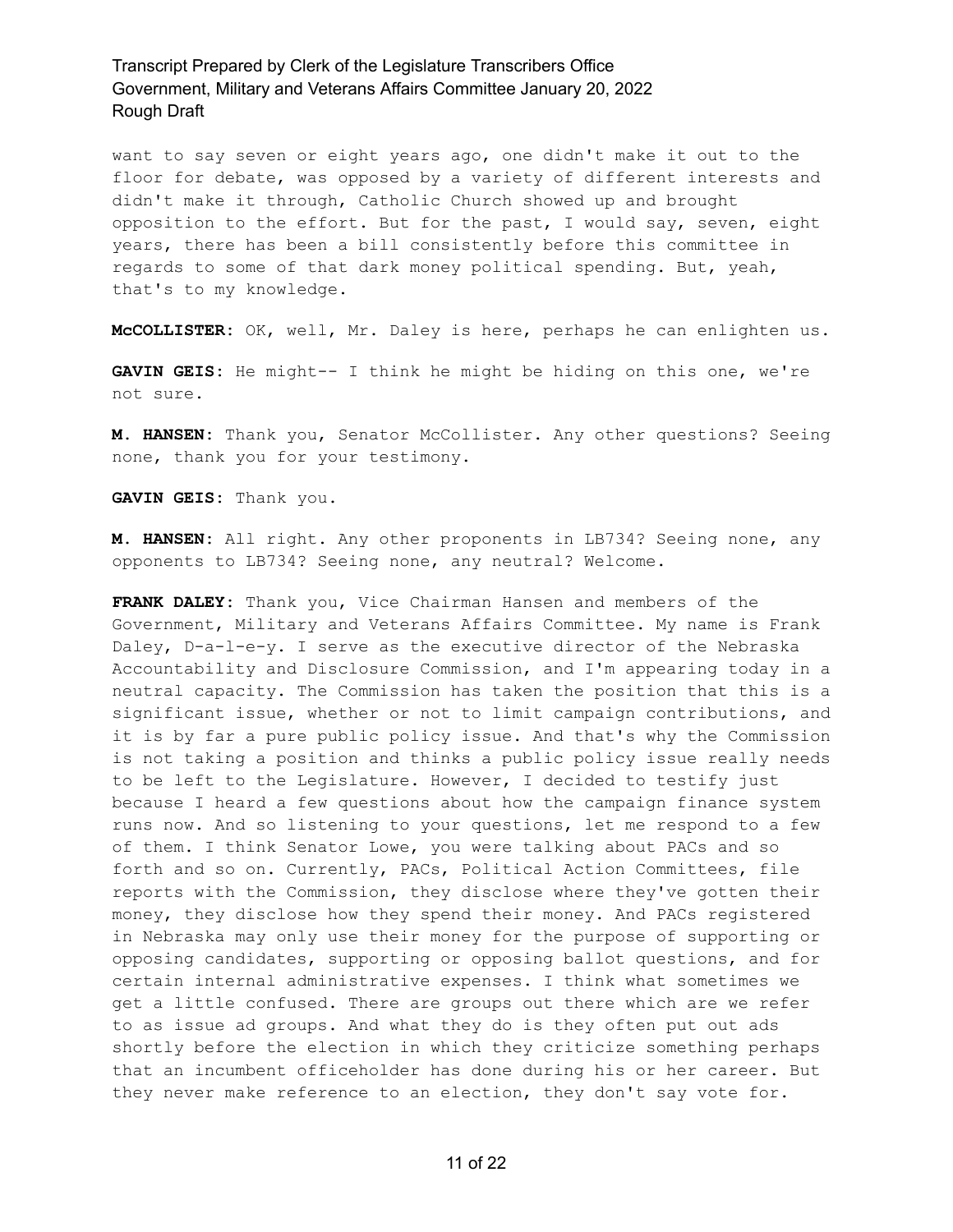want to say seven or eight years ago, one didn't make it out to the floor for debate, was opposed by a variety of different interests and didn't make it through, Catholic Church showed up and brought opposition to the effort. But for the past, I would say, seven, eight years, there has been a bill consistently before this committee in regards to some of that dark money political spending. But, yeah, that's to my knowledge.

**McCOLLISTER:** OK, well, Mr. Daley is here, perhaps he can enlighten us.

**GAVIN GEIS:** He might-- I think he might be hiding on this one, we're not sure.

**M. HANSEN:** Thank you, Senator McCollister. Any other questions? Seeing none, thank you for your testimony.

**GAVIN GEIS:** Thank you.

**M. HANSEN:** All right. Any other proponents in LB734? Seeing none, any opponents to LB734? Seeing none, any neutral? Welcome.

**FRANK DALEY:** Thank you, Vice Chairman Hansen and members of the Government, Military and Veterans Affairs Committee. My name is Frank Daley, D-a-l-e-y. I serve as the executive director of the Nebraska Accountability and Disclosure Commission, and I'm appearing today in a neutral capacity. The Commission has taken the position that this is a significant issue, whether or not to limit campaign contributions, and it is by far a pure public policy issue. And that's why the Commission is not taking a position and thinks a public policy issue really needs to be left to the Legislature. However, I decided to testify just because I heard a few questions about how the campaign finance system runs now. And so listening to your questions, let me respond to a few of them. I think Senator Lowe, you were talking about PACs and so forth and so on. Currently, PACs, Political Action Committees, file reports with the Commission, they disclose where they've gotten their money, they disclose how they spend their money. And PACs registered in Nebraska may only use their money for the purpose of supporting or opposing candidates, supporting or opposing ballot questions, and for certain internal administrative expenses. I think what sometimes we get a little confused. There are groups out there which are we refer to as issue ad groups. And what they do is they often put out ads shortly before the election in which they criticize something perhaps that an incumbent officeholder has done during his or her career. But they never make reference to an election, they don't say vote for.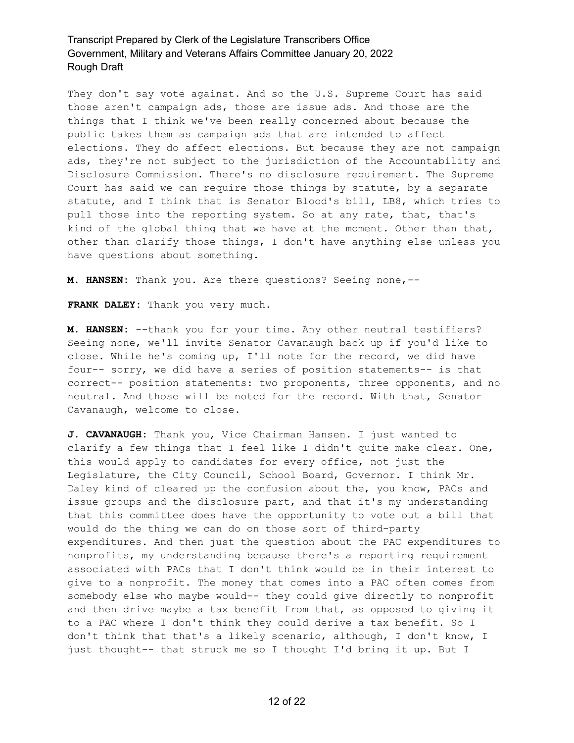They don't say vote against. And so the U.S. Supreme Court has said those aren't campaign ads, those are issue ads. And those are the things that I think we've been really concerned about because the public takes them as campaign ads that are intended to affect elections. They do affect elections. But because they are not campaign ads, they're not subject to the jurisdiction of the Accountability and Disclosure Commission. There's no disclosure requirement. The Supreme Court has said we can require those things by statute, by a separate statute, and I think that is Senator Blood's bill, LB8, which tries to pull those into the reporting system. So at any rate, that, that's kind of the global thing that we have at the moment. Other than that, other than clarify those things, I don't have anything else unless you have questions about something.

**M. HANSEN:** Thank you. Are there questions? Seeing none,--

**FRANK DALEY:** Thank you very much.

**M. HANSEN:** --thank you for your time. Any other neutral testifiers? Seeing none, we'll invite Senator Cavanaugh back up if you'd like to close. While he's coming up, I'll note for the record, we did have four-- sorry, we did have a series of position statements-- is that correct-- position statements: two proponents, three opponents, and no neutral. And those will be noted for the record. With that, Senator Cavanaugh, welcome to close.

**J. CAVANAUGH:** Thank you, Vice Chairman Hansen. I just wanted to clarify a few things that I feel like I didn't quite make clear. One, this would apply to candidates for every office, not just the Legislature, the City Council, School Board, Governor. I think Mr. Daley kind of cleared up the confusion about the, you know, PACs and issue groups and the disclosure part, and that it's my understanding that this committee does have the opportunity to vote out a bill that would do the thing we can do on those sort of third-party expenditures. And then just the question about the PAC expenditures to nonprofits, my understanding because there's a reporting requirement associated with PACs that I don't think would be in their interest to give to a nonprofit. The money that comes into a PAC often comes from somebody else who maybe would-- they could give directly to nonprofit and then drive maybe a tax benefit from that, as opposed to giving it to a PAC where I don't think they could derive a tax benefit. So I don't think that that's a likely scenario, although, I don't know, I just thought-- that struck me so I thought I'd bring it up. But I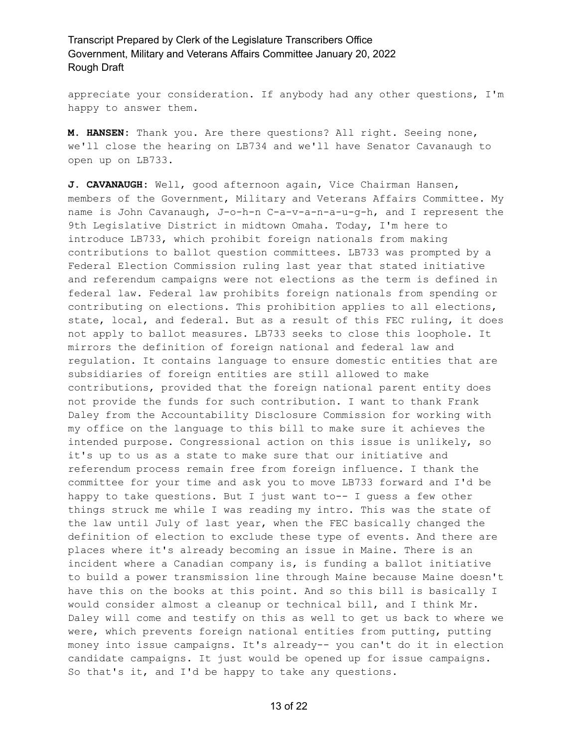appreciate your consideration. If anybody had any other questions, I'm happy to answer them.

**M. HANSEN:** Thank you. Are there questions? All right. Seeing none, we'll close the hearing on LB734 and we'll have Senator Cavanaugh to open up on LB733.

**J. CAVANAUGH:** Well, good afternoon again, Vice Chairman Hansen, members of the Government, Military and Veterans Affairs Committee. My name is John Cavanaugh, J-o-h-n C-a-v-a-n-a-u-g-h, and I represent the 9th Legislative District in midtown Omaha. Today, I'm here to introduce LB733, which prohibit foreign nationals from making contributions to ballot question committees. LB733 was prompted by a Federal Election Commission ruling last year that stated initiative and referendum campaigns were not elections as the term is defined in federal law. Federal law prohibits foreign nationals from spending or contributing on elections. This prohibition applies to all elections, state, local, and federal. But as a result of this FEC ruling, it does not apply to ballot measures. LB733 seeks to close this loophole. It mirrors the definition of foreign national and federal law and regulation. It contains language to ensure domestic entities that are subsidiaries of foreign entities are still allowed to make contributions, provided that the foreign national parent entity does not provide the funds for such contribution. I want to thank Frank Daley from the Accountability Disclosure Commission for working with my office on the language to this bill to make sure it achieves the intended purpose. Congressional action on this issue is unlikely, so it's up to us as a state to make sure that our initiative and referendum process remain free from foreign influence. I thank the committee for your time and ask you to move LB733 forward and I'd be happy to take questions. But I just want to-- I guess a few other things struck me while I was reading my intro. This was the state of the law until July of last year, when the FEC basically changed the definition of election to exclude these type of events. And there are places where it's already becoming an issue in Maine. There is an incident where a Canadian company is, is funding a ballot initiative to build a power transmission line through Maine because Maine doesn't have this on the books at this point. And so this bill is basically I would consider almost a cleanup or technical bill, and I think Mr. Daley will come and testify on this as well to get us back to where we were, which prevents foreign national entities from putting, putting money into issue campaigns. It's already-- you can't do it in election candidate campaigns. It just would be opened up for issue campaigns. So that's it, and I'd be happy to take any questions.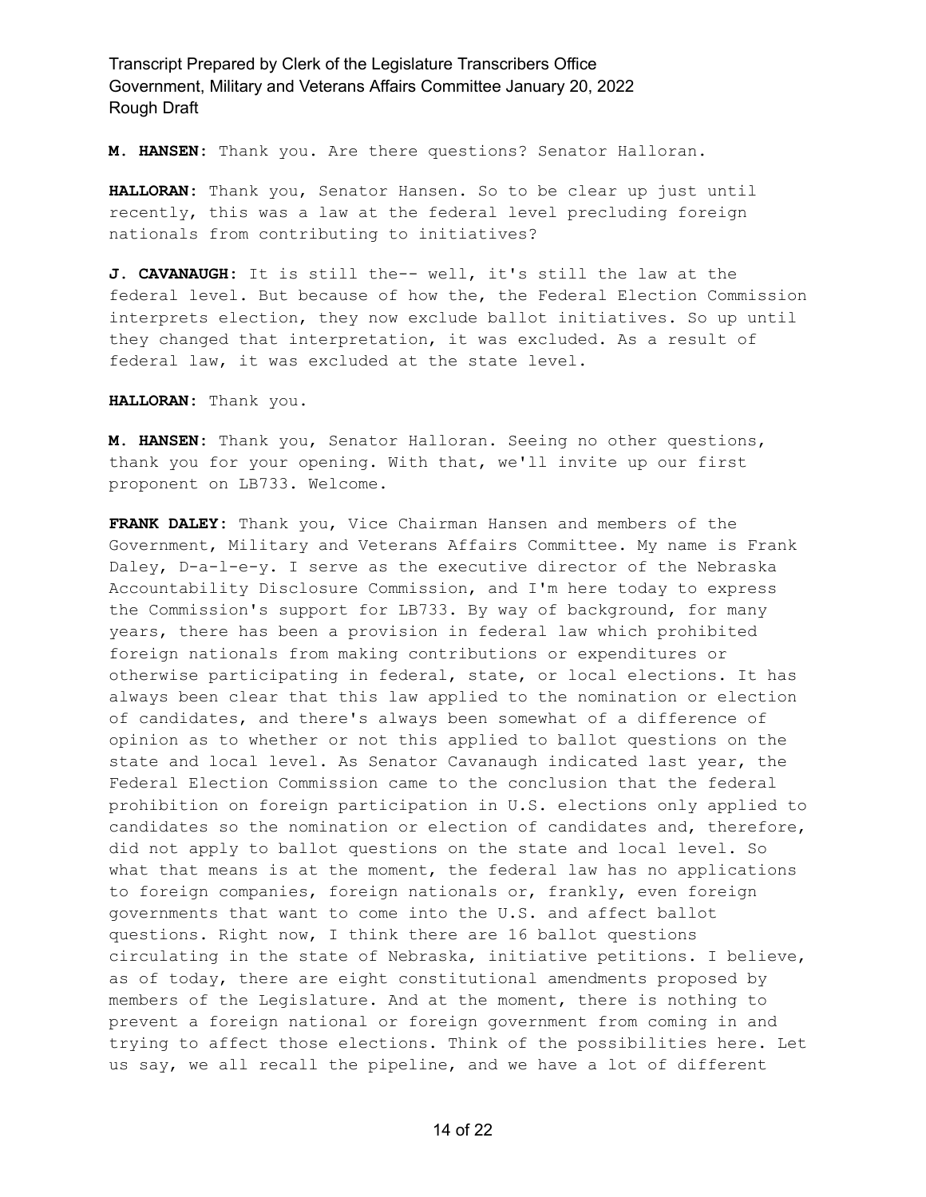**M. HANSEN:** Thank you. Are there questions? Senator Halloran.

**HALLORAN:** Thank you, Senator Hansen. So to be clear up just until recently, this was a law at the federal level precluding foreign nationals from contributing to initiatives?

**J. CAVANAUGH:** It is still the-- well, it's still the law at the federal level. But because of how the, the Federal Election Commission interprets election, they now exclude ballot initiatives. So up until they changed that interpretation, it was excluded. As a result of federal law, it was excluded at the state level.

**HALLORAN:** Thank you.

**M. HANSEN:** Thank you, Senator Halloran. Seeing no other questions, thank you for your opening. With that, we'll invite up our first proponent on LB733. Welcome.

**FRANK DALEY:** Thank you, Vice Chairman Hansen and members of the Government, Military and Veterans Affairs Committee. My name is Frank Daley, D-a-l-e-y. I serve as the executive director of the Nebraska Accountability Disclosure Commission, and I'm here today to express the Commission's support for LB733. By way of background, for many years, there has been a provision in federal law which prohibited foreign nationals from making contributions or expenditures or otherwise participating in federal, state, or local elections. It has always been clear that this law applied to the nomination or election of candidates, and there's always been somewhat of a difference of opinion as to whether or not this applied to ballot questions on the state and local level. As Senator Cavanaugh indicated last year, the Federal Election Commission came to the conclusion that the federal prohibition on foreign participation in U.S. elections only applied to candidates so the nomination or election of candidates and, therefore, did not apply to ballot questions on the state and local level. So what that means is at the moment, the federal law has no applications to foreign companies, foreign nationals or, frankly, even foreign governments that want to come into the U.S. and affect ballot questions. Right now, I think there are 16 ballot questions circulating in the state of Nebraska, initiative petitions. I believe, as of today, there are eight constitutional amendments proposed by members of the Legislature. And at the moment, there is nothing to prevent a foreign national or foreign government from coming in and trying to affect those elections. Think of the possibilities here. Let us say, we all recall the pipeline, and we have a lot of different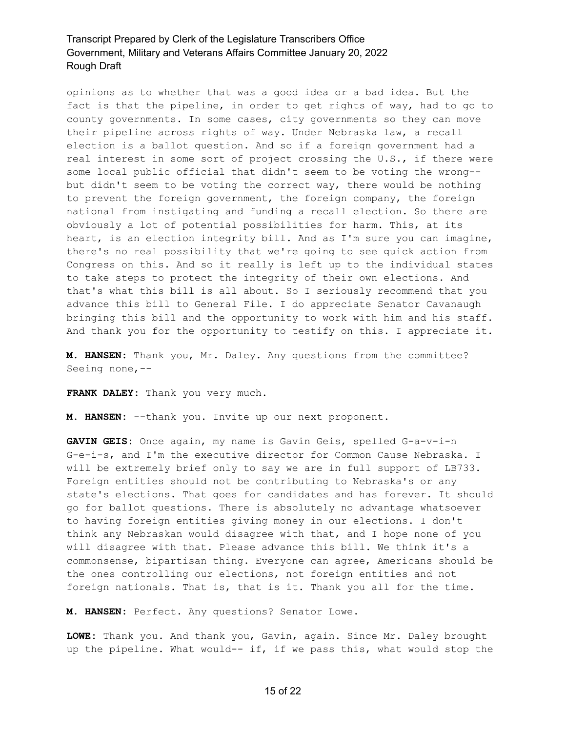opinions as to whether that was a good idea or a bad idea. But the fact is that the pipeline, in order to get rights of way, had to go to county governments. In some cases, city governments so they can move their pipeline across rights of way. Under Nebraska law, a recall election is a ballot question. And so if a foreign government had a real interest in some sort of project crossing the U.S., if there were some local public official that didn't seem to be voting the wrong-- but didn't seem to be voting the correct way, there would be nothing to prevent the foreign government, the foreign company, the foreign national from instigating and funding a recall election. So there are obviously a lot of potential possibilities for harm. This, at its heart, is an election integrity bill. And as I'm sure you can imagine, there's no real possibility that we're going to see quick action from Congress on this. And so it really is left up to the individual states to take steps to protect the integrity of their own elections. And that's what this bill is all about. So I seriously recommend that you advance this bill to General File. I do appreciate Senator Cavanaugh bringing this bill and the opportunity to work with him and his staff. And thank you for the opportunity to testify on this. I appreciate it.

**M. HANSEN:** Thank you, Mr. Daley. Any questions from the committee? Seeing none,--

**FRANK DALEY:** Thank you very much.

**M. HANSEN:** --thank you. Invite up our next proponent.

**GAVIN GEIS:** Once again, my name is Gavin Geis, spelled G-a-v-i-n G-e-i-s, and I'm the executive director for Common Cause Nebraska. I will be extremely brief only to say we are in full support of LB733. Foreign entities should not be contributing to Nebraska's or any state's elections. That goes for candidates and has forever. It should go for ballot questions. There is absolutely no advantage whatsoever to having foreign entities giving money in our elections. I don't think any Nebraskan would disagree with that, and I hope none of you will disagree with that. Please advance this bill. We think it's a commonsense, bipartisan thing. Everyone can agree, Americans should be the ones controlling our elections, not foreign entities and not foreign nationals. That is, that is it. Thank you all for the time.

**M. HANSEN:** Perfect. Any questions? Senator Lowe.

**LOWE:** Thank you. And thank you, Gavin, again. Since Mr. Daley brought up the pipeline. What would-- if, if we pass this, what would stop the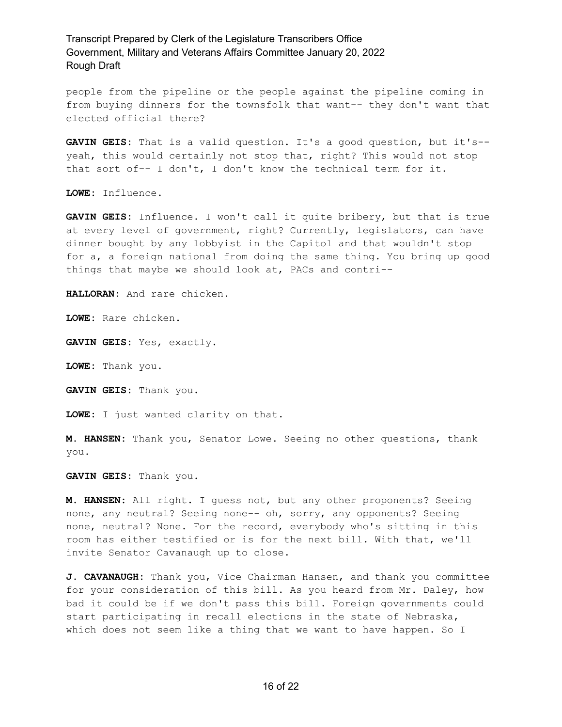people from the pipeline or the people against the pipeline coming in from buying dinners for the townsfolk that want-- they don't want that elected official there?

**GAVIN GEIS:** That is a valid question. It's a good question, but it's-- yeah, this would certainly not stop that, right? This would not stop that sort of-- I don't, I don't know the technical term for it.

**LOWE:** Influence.

**GAVIN GEIS:** Influence. I won't call it quite bribery, but that is true at every level of government, right? Currently, legislators, can have dinner bought by any lobbyist in the Capitol and that wouldn't stop for a, a foreign national from doing the same thing. You bring up good things that maybe we should look at, PACs and contri--

**HALLORAN:** And rare chicken.

**LOWE:** Rare chicken.

**GAVIN GEIS:** Yes, exactly.

**LOWE:** Thank you.

**GAVIN GEIS:** Thank you.

**LOWE:** I just wanted clarity on that.

**M. HANSEN:** Thank you, Senator Lowe. Seeing no other questions, thank you.

**GAVIN GEIS:** Thank you.

**M. HANSEN:** All right. I guess not, but any other proponents? Seeing none, any neutral? Seeing none-- oh, sorry, any opponents? Seeing none, neutral? None. For the record, everybody who's sitting in this room has either testified or is for the next bill. With that, we'll invite Senator Cavanaugh up to close.

**J. CAVANAUGH:** Thank you, Vice Chairman Hansen, and thank you committee for your consideration of this bill. As you heard from Mr. Daley, how bad it could be if we don't pass this bill. Foreign governments could start participating in recall elections in the state of Nebraska, which does not seem like a thing that we want to have happen. So I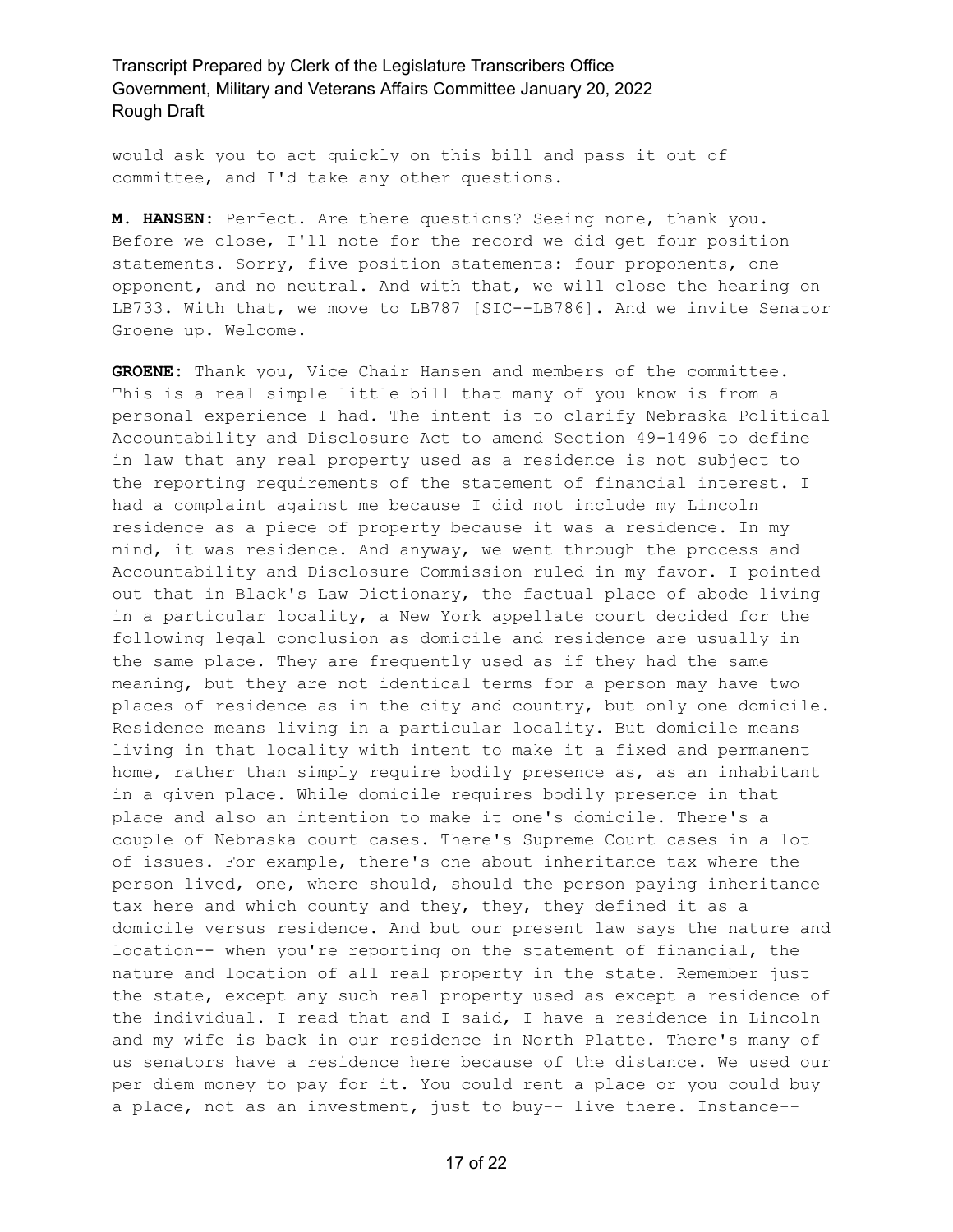would ask you to act quickly on this bill and pass it out of committee, and I'd take any other questions.

**M. HANSEN:** Perfect. Are there questions? Seeing none, thank you. Before we close, I'll note for the record we did get four position statements. Sorry, five position statements: four proponents, one opponent, and no neutral. And with that, we will close the hearing on LB733. With that, we move to LB787 [SIC--LB786]. And we invite Senator Groene up. Welcome.

**GROENE:** Thank you, Vice Chair Hansen and members of the committee. This is a real simple little bill that many of you know is from a personal experience I had. The intent is to clarify Nebraska Political Accountability and Disclosure Act to amend Section 49-1496 to define in law that any real property used as a residence is not subject to the reporting requirements of the statement of financial interest. I had a complaint against me because I did not include my Lincoln residence as a piece of property because it was a residence. In my mind, it was residence. And anyway, we went through the process and Accountability and Disclosure Commission ruled in my favor. I pointed out that in Black's Law Dictionary, the factual place of abode living in a particular locality, a New York appellate court decided for the following legal conclusion as domicile and residence are usually in the same place. They are frequently used as if they had the same meaning, but they are not identical terms for a person may have two places of residence as in the city and country, but only one domicile. Residence means living in a particular locality. But domicile means living in that locality with intent to make it a fixed and permanent home, rather than simply require bodily presence as, as an inhabitant in a given place. While domicile requires bodily presence in that place and also an intention to make it one's domicile. There's a couple of Nebraska court cases. There's Supreme Court cases in a lot of issues. For example, there's one about inheritance tax where the person lived, one, where should, should the person paying inheritance tax here and which county and they, they, they defined it as a domicile versus residence. And but our present law says the nature and location-- when you're reporting on the statement of financial, the nature and location of all real property in the state. Remember just the state, except any such real property used as except a residence of the individual. I read that and I said, I have a residence in Lincoln and my wife is back in our residence in North Platte. There's many of us senators have a residence here because of the distance. We used our per diem money to pay for it. You could rent a place or you could buy a place, not as an investment, just to buy-- live there. Instance--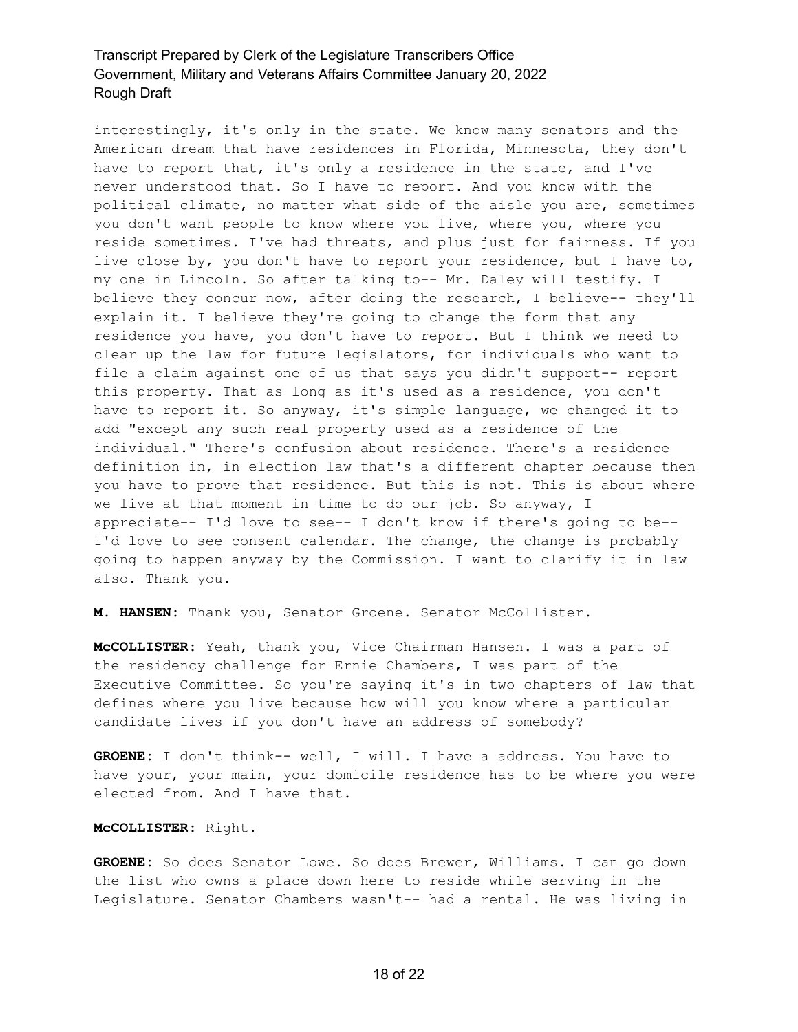interestingly, it's only in the state. We know many senators and the American dream that have residences in Florida, Minnesota, they don't have to report that, it's only a residence in the state, and I've never understood that. So I have to report. And you know with the political climate, no matter what side of the aisle you are, sometimes you don't want people to know where you live, where you, where you reside sometimes. I've had threats, and plus just for fairness. If you live close by, you don't have to report your residence, but I have to, my one in Lincoln. So after talking to-- Mr. Daley will testify. I believe they concur now, after doing the research, I believe-- they'll explain it. I believe they're going to change the form that any residence you have, you don't have to report. But I think we need to clear up the law for future legislators, for individuals who want to file a claim against one of us that says you didn't support-- report this property. That as long as it's used as a residence, you don't have to report it. So anyway, it's simple language, we changed it to add "except any such real property used as a residence of the individual." There's confusion about residence. There's a residence definition in, in election law that's a different chapter because then you have to prove that residence. But this is not. This is about where we live at that moment in time to do our job. So anyway, I appreciate-- I'd love to see-- I don't know if there's going to be-- I'd love to see consent calendar. The change, the change is probably going to happen anyway by the Commission. I want to clarify it in law also. Thank you.

**M. HANSEN:** Thank you, Senator Groene. Senator McCollister.

**McCOLLISTER:** Yeah, thank you, Vice Chairman Hansen. I was a part of the residency challenge for Ernie Chambers, I was part of the Executive Committee. So you're saying it's in two chapters of law that defines where you live because how will you know where a particular candidate lives if you don't have an address of somebody?

**GROENE:** I don't think-- well, I will. I have a address. You have to have your, your main, your domicile residence has to be where you were elected from. And I have that.

**McCOLLISTER:** Right.

**GROENE:** So does Senator Lowe. So does Brewer, Williams. I can go down the list who owns a place down here to reside while serving in the Legislature. Senator Chambers wasn't-- had a rental. He was living in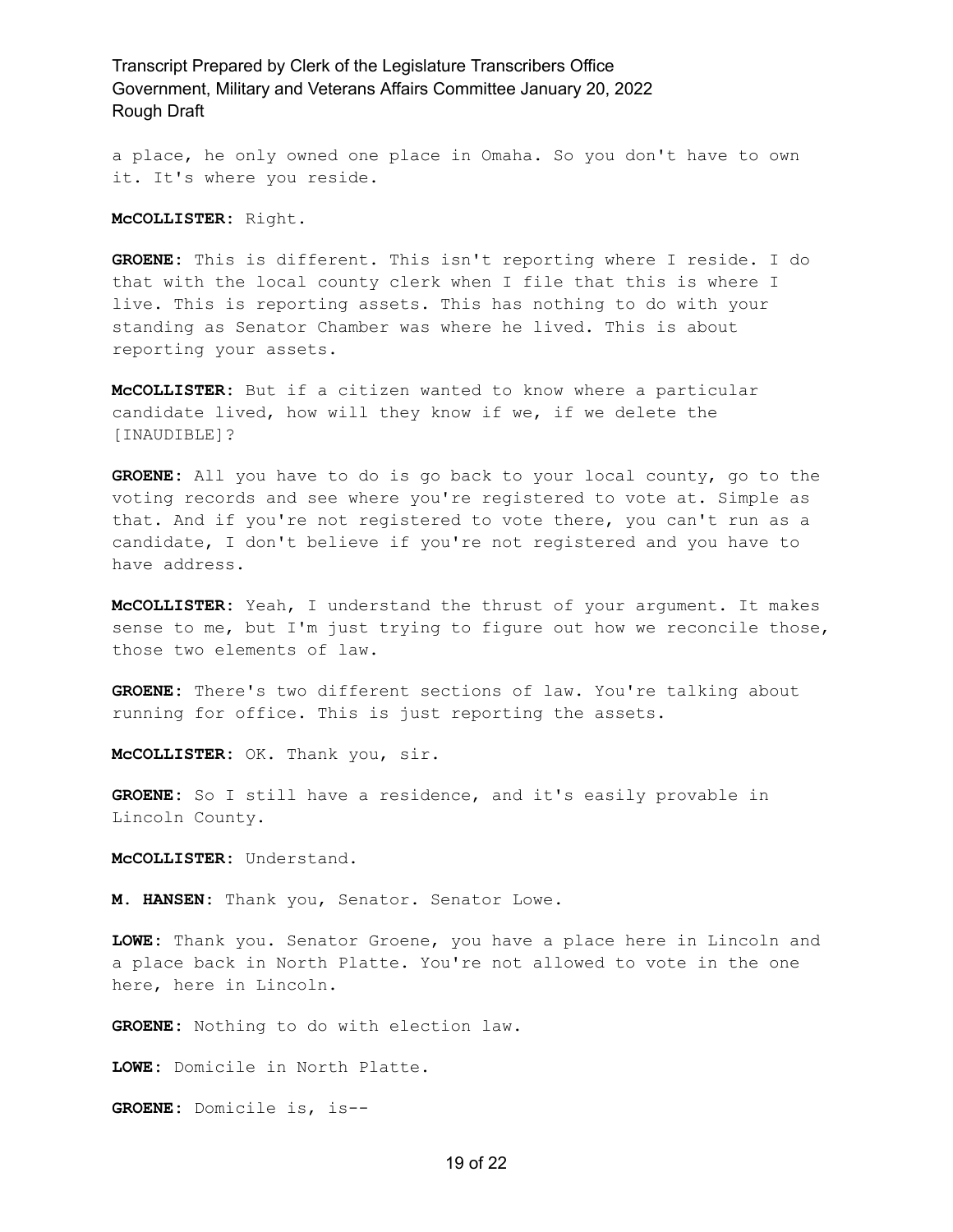a place, he only owned one place in Omaha. So you don't have to own it. It's where you reside.

**McCOLLISTER:** Right.

**GROENE:** This is different. This isn't reporting where I reside. I do that with the local county clerk when I file that this is where I live. This is reporting assets. This has nothing to do with your standing as Senator Chamber was where he lived. This is about reporting your assets.

**McCOLLISTER:** But if a citizen wanted to know where a particular candidate lived, how will they know if we, if we delete the [INAUDIBLE]?

**GROENE:** All you have to do is go back to your local county, go to the voting records and see where you're registered to vote at. Simple as that. And if you're not registered to vote there, you can't run as a candidate, I don't believe if you're not registered and you have to have address.

**McCOLLISTER:** Yeah, I understand the thrust of your argument. It makes sense to me, but I'm just trying to figure out how we reconcile those, those two elements of law.

**GROENE:** There's two different sections of law. You're talking about running for office. This is just reporting the assets.

**McCOLLISTER:** OK. Thank you, sir.

**GROENE:** So I still have a residence, and it's easily provable in Lincoln County.

**McCOLLISTER:** Understand.

**M. HANSEN:** Thank you, Senator. Senator Lowe.

**LOWE:** Thank you. Senator Groene, you have a place here in Lincoln and a place back in North Platte. You're not allowed to vote in the one here, here in Lincoln.

**GROENE:** Nothing to do with election law.

**LOWE:** Domicile in North Platte.

**GROENE:** Domicile is, is--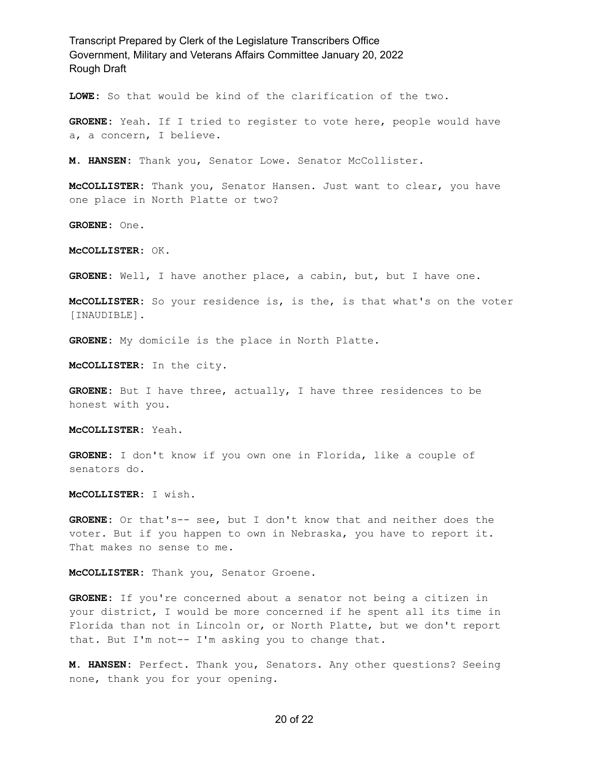**LOWE:** So that would be kind of the clarification of the two.

**GROENE:** Yeah. If I tried to register to vote here, people would have a, a concern, I believe.

**M. HANSEN:** Thank you, Senator Lowe. Senator McCollister.

**McCOLLISTER:** Thank you, Senator Hansen. Just want to clear, you have one place in North Platte or two?

**GROENE:** One.

**McCOLLISTER:** OK.

**GROENE:** Well, I have another place, a cabin, but, but I have one.

**McCOLLISTER:** So your residence is, is the, is that what's on the voter [INAUDIBLE].

**GROENE:** My domicile is the place in North Platte.

**McCOLLISTER:** In the city.

**GROENE:** But I have three, actually, I have three residences to be honest with you.

**McCOLLISTER:** Yeah.

**GROENE:** I don't know if you own one in Florida, like a couple of senators do.

**McCOLLISTER:** I wish.

**GROENE:** Or that's-- see, but I don't know that and neither does the voter. But if you happen to own in Nebraska, you have to report it. That makes no sense to me.

**McCOLLISTER:** Thank you, Senator Groene.

**GROENE:** If you're concerned about a senator not being a citizen in your district, I would be more concerned if he spent all its time in Florida than not in Lincoln or, or North Platte, but we don't report that. But I'm not-- I'm asking you to change that.

**M. HANSEN:** Perfect. Thank you, Senators. Any other questions? Seeing none, thank you for your opening.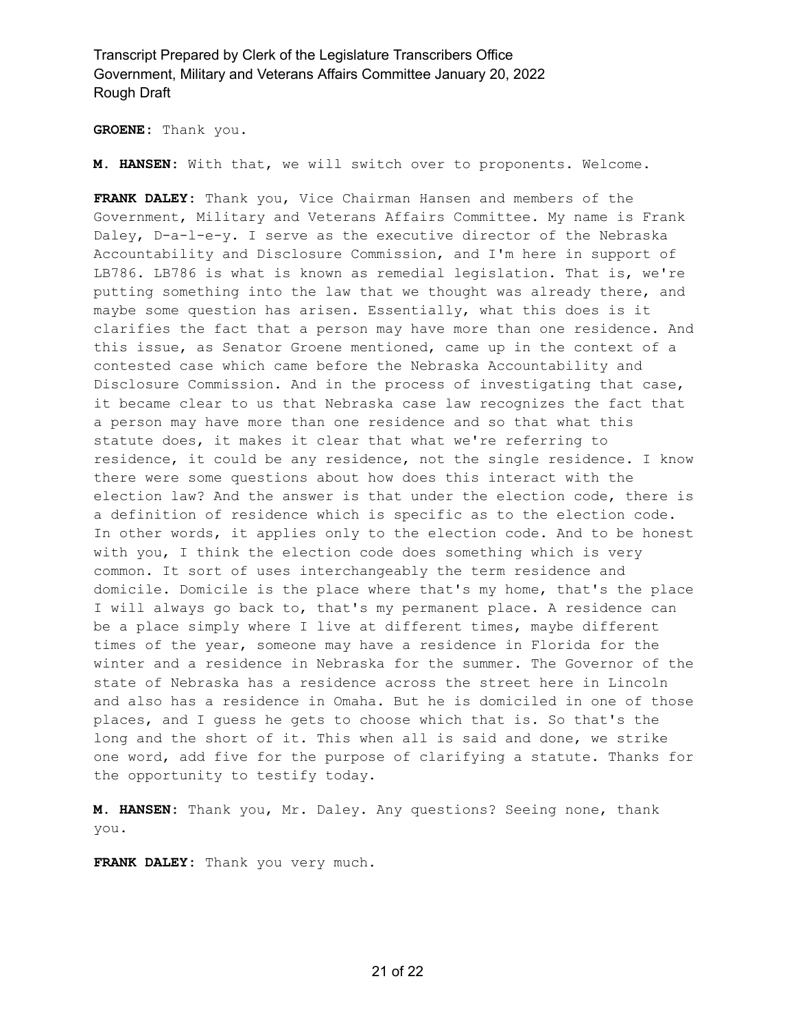**GROENE:** Thank you.

**M. HANSEN:** With that, we will switch over to proponents. Welcome.

**FRANK DALEY:** Thank you, Vice Chairman Hansen and members of the Government, Military and Veterans Affairs Committee. My name is Frank Daley, D-a-l-e-y. I serve as the executive director of the Nebraska Accountability and Disclosure Commission, and I'm here in support of LB786. LB786 is what is known as remedial legislation. That is, we're putting something into the law that we thought was already there, and maybe some question has arisen. Essentially, what this does is it clarifies the fact that a person may have more than one residence. And this issue, as Senator Groene mentioned, came up in the context of a contested case which came before the Nebraska Accountability and Disclosure Commission. And in the process of investigating that case, it became clear to us that Nebraska case law recognizes the fact that a person may have more than one residence and so that what this statute does, it makes it clear that what we're referring to residence, it could be any residence, not the single residence. I know there were some questions about how does this interact with the election law? And the answer is that under the election code, there is a definition of residence which is specific as to the election code. In other words, it applies only to the election code. And to be honest with you, I think the election code does something which is very common. It sort of uses interchangeably the term residence and domicile. Domicile is the place where that's my home, that's the place I will always go back to, that's my permanent place. A residence can be a place simply where I live at different times, maybe different times of the year, someone may have a residence in Florida for the winter and a residence in Nebraska for the summer. The Governor of the state of Nebraska has a residence across the street here in Lincoln and also has a residence in Omaha. But he is domiciled in one of those places, and I guess he gets to choose which that is. So that's the long and the short of it. This when all is said and done, we strike one word, add five for the purpose of clarifying a statute. Thanks for the opportunity to testify today.

**M. HANSEN:** Thank you, Mr. Daley. Any questions? Seeing none, thank you.

**FRANK DALEY:** Thank you very much.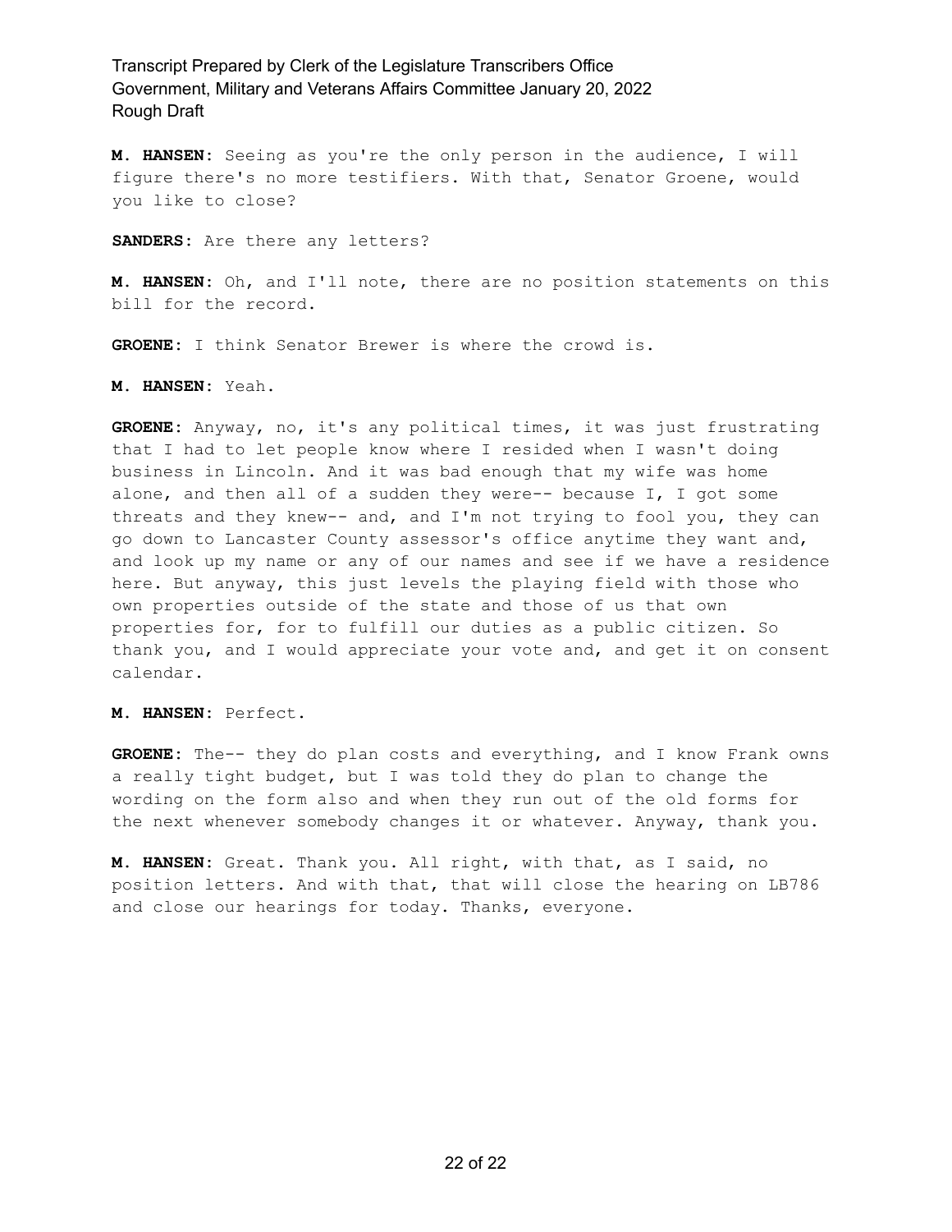**M. HANSEN:** Seeing as you're the only person in the audience, I will figure there's no more testifiers. With that, Senator Groene, would you like to close?

**SANDERS:** Are there any letters?

**M. HANSEN:** Oh, and I'll note, there are no position statements on this bill for the record.

**GROENE:** I think Senator Brewer is where the crowd is.

**M. HANSEN:** Yeah.

**GROENE:** Anyway, no, it's any political times, it was just frustrating that I had to let people know where I resided when I wasn't doing business in Lincoln. And it was bad enough that my wife was home alone, and then all of a sudden they were-- because I, I got some threats and they knew-- and, and I'm not trying to fool you, they can go down to Lancaster County assessor's office anytime they want and, and look up my name or any of our names and see if we have a residence here. But anyway, this just levels the playing field with those who own properties outside of the state and those of us that own properties for, for to fulfill our duties as a public citizen. So thank you, and I would appreciate your vote and, and get it on consent calendar.

**M. HANSEN:** Perfect.

**GROENE:** The-- they do plan costs and everything, and I know Frank owns a really tight budget, but I was told they do plan to change the wording on the form also and when they run out of the old forms for the next whenever somebody changes it or whatever. Anyway, thank you.

**M. HANSEN:** Great. Thank you. All right, with that, as I said, no position letters. And with that, that will close the hearing on LB786 and close our hearings for today. Thanks, everyone.